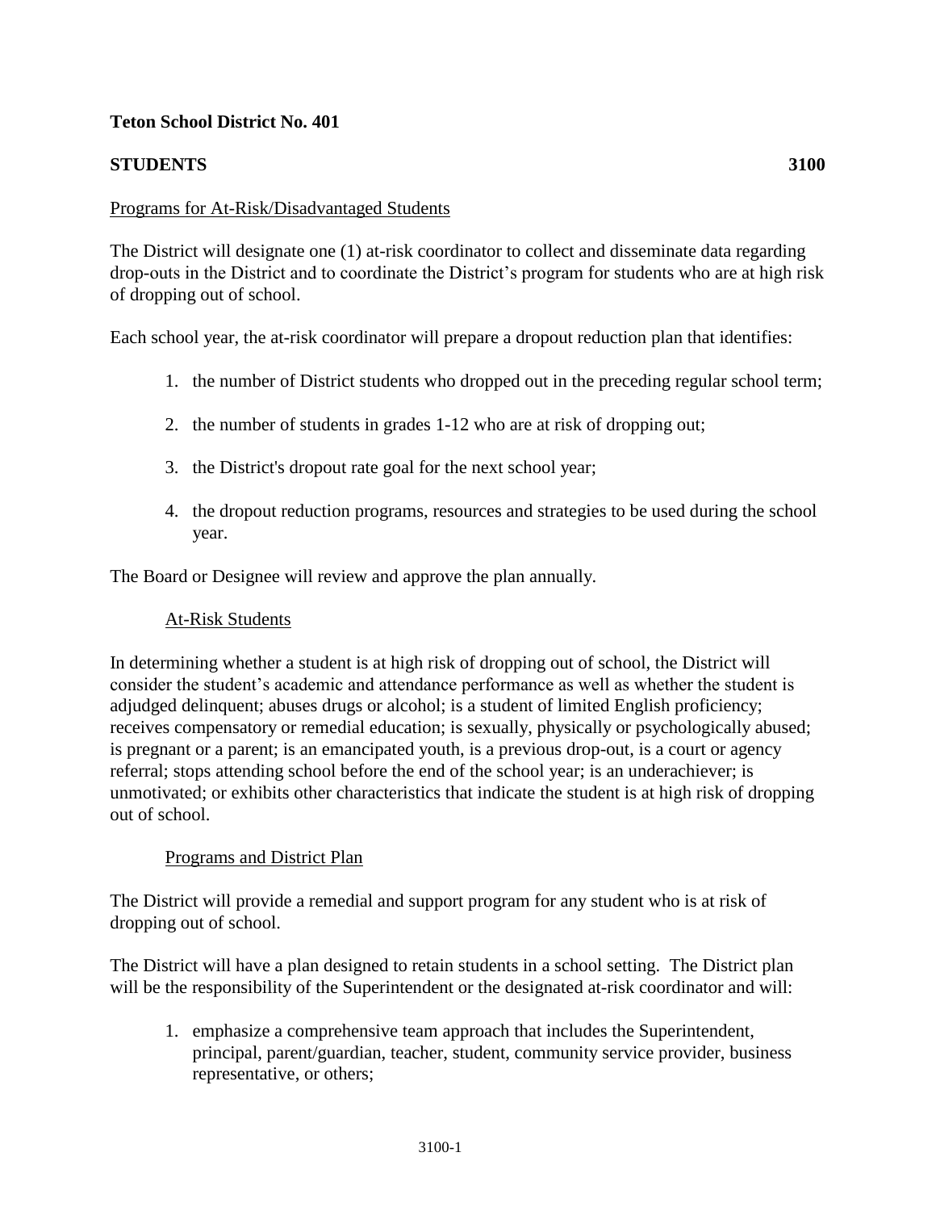**Teton School District No. 401**

**STUDENTS** **3100**

Programs for At-Risk/Disadvantaged Students

The District will designate one (1) at-risk coordinator to collect and disseminate data regarding drop-outs in the District and to coordinate the District's program for students who are at high risk of dropping out of school.

Each school year, the at-risk coordinator will prepare a dropout reduction plan that identifies:

1. the number of District students who dropped out in the preceding regular school term;
2. the number of students in grades 1-12 who are at risk of dropping out;
3. the District's dropout rate goal for the next school year;
4. the dropout reduction programs, resources and strategies to be used during the school year.

The Board or Designee will review and approve the plan annually.

At-Risk Students

In determining whether a student is at high risk of dropping out of school, the District will consider the student's academic and attendance performance as well as whether the student is adjudged delinquent; abuses drugs or alcohol; is a student of limited English proficiency; receives compensatory or remedial education; is sexually, physically or psychologically abused; is pregnant or a parent; is an emancipated youth, is a previous drop-out, is a court or agency referral; stops attending school before the end of the school year; is an underachiever; is unmotivated; or exhibits other characteristics that indicate the student is at high risk of dropping out of school.

Programs and District Plan

The District will provide a remedial and support program for any student who is at risk of dropping out of school.

The District will have a plan designed to retain students in a school setting. The District plan will be the responsibility of the Superintendent or the designated at-risk coordinator and will:

1. emphasize a comprehensive team approach that includes the Superintendent, principal, parent/guardian, teacher, student, community service provider, business representative, or others;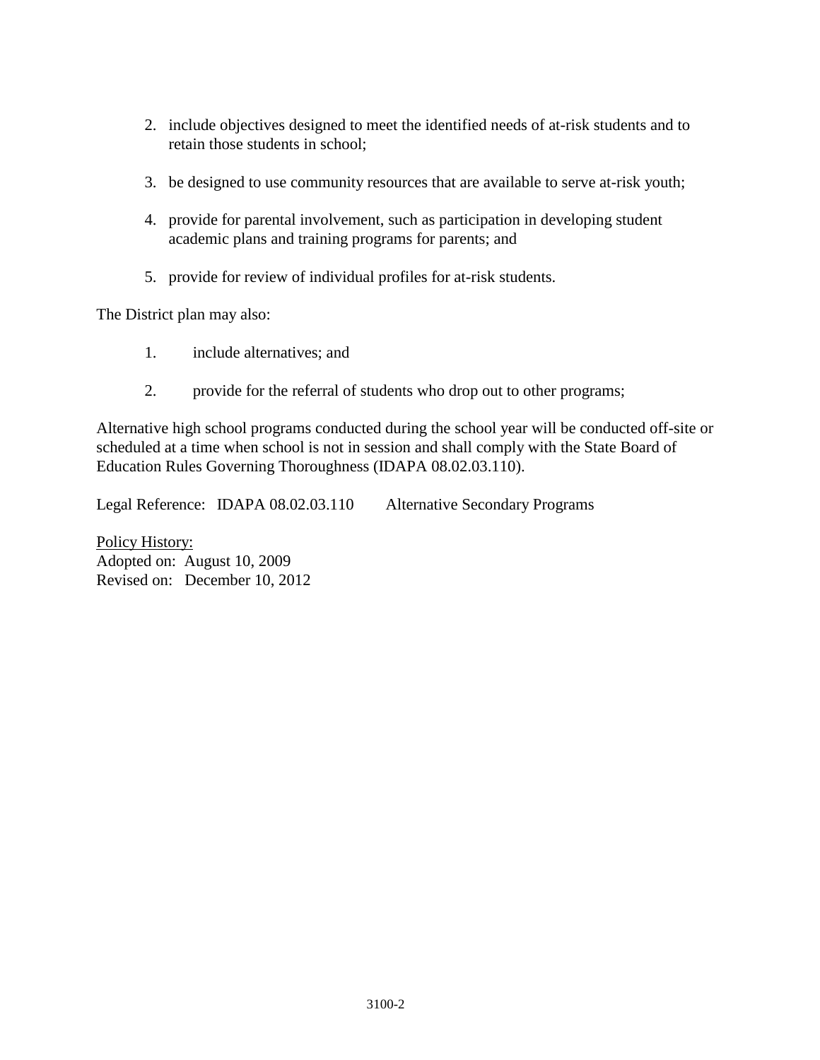2. include objectives designed to meet the identified needs of at-risk students and to retain those students in school;

3. be designed to use community resources that are available to serve at-risk youth;

4. provide for parental involvement, such as participation in developing student academic plans and training programs for parents; and

5. provide for review of individual profiles for at-risk students.

The District plan may also:

1. include alternatives; and

2. provide for the referral of students who drop out to other programs;

Alternative high school programs conducted during the school year will be conducted off-site or scheduled at a time when school is not in session and shall comply with the State Board of Education Rules Governing Thoroughness (IDAPA 08.02.03.110).

Legal Reference: IDAPA 08.02.03.110 Alternative Secondary Programs

<u>Policy History:</u>
Adopted on: August 10, 2009
Revised on: December 10, 2012